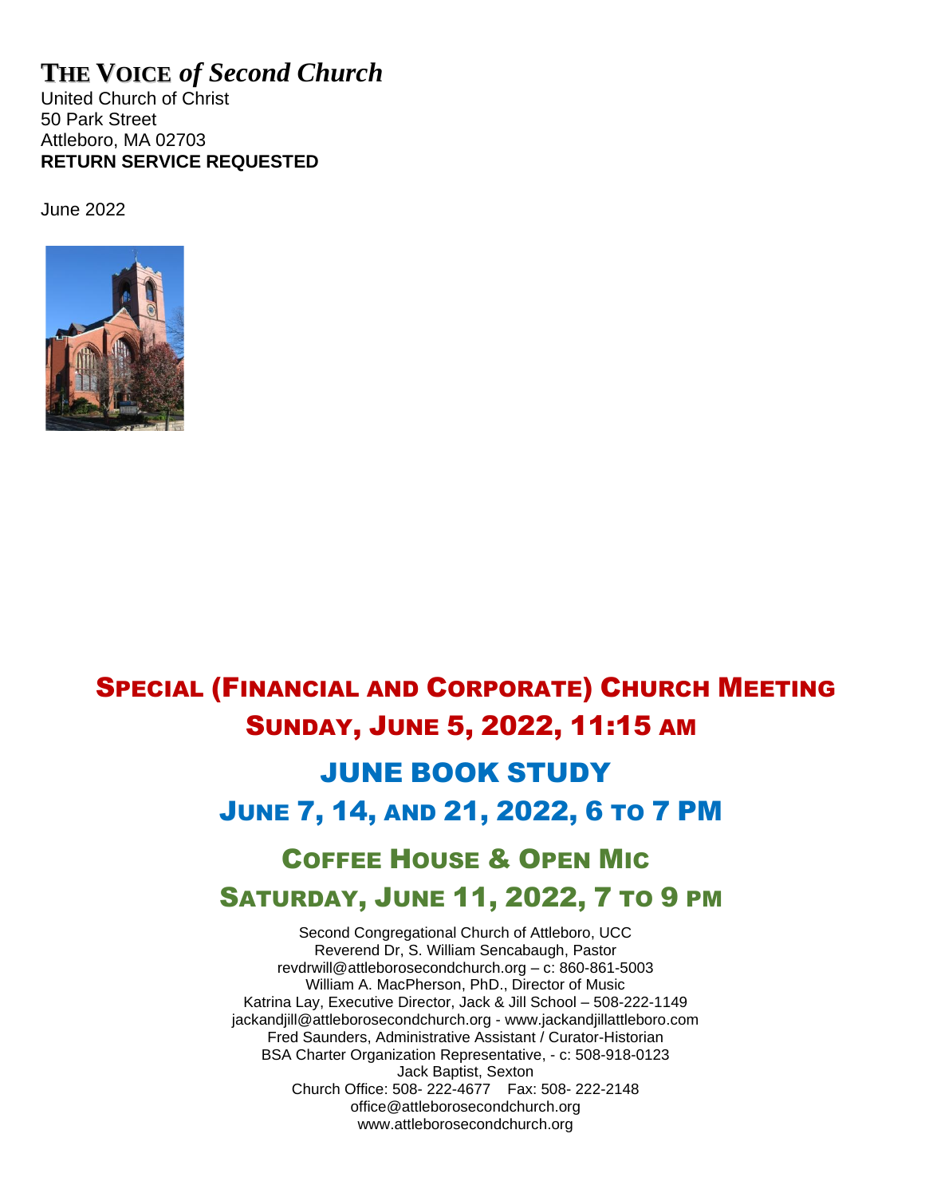# THE VOICE *of Second Church*

United Church of Christ
50 Park Street
Attleboro, MA 02703
**RETURN SERVICE REQUESTED**

June 2022

## SPECIAL (FINANCIAL AND CORPORATE) CHURCH MEETING
## SUNDAY, JUNE 5, 2022, 11:15 AM

## JUNE BOOK STUDY
## JUNE 7, 14, AND 21, 2022, 6 TO 7 PM

## COFFEE HOUSE & OPEN MIC
## SATURDAY, JUNE 11, 2022, 7 TO 9 PM

Second Congregational Church of Attleboro, UCC
Reverend Dr, S. William Sencabaugh, Pastor
revdrwill@attleborosecondchurch.org – c: 860-861-5003
William A. MacPherson, PhD., Director of Music
Katrina Lay, Executive Director, Jack & Jill School – 508-222-1149
jackandjill@attleborosecondchurch.org - www.jackandjillattleboro.com
Fred Saunders, Administrative Assistant / Curator-Historian
BSA Charter Organization Representative, - c: 508-918-0123
Jack Baptist, Sexton
Church Office: 508- 222-4677 Fax: 508- 222-2148
office@attleborosecondchurch.org
www.attleborosecondchurch.org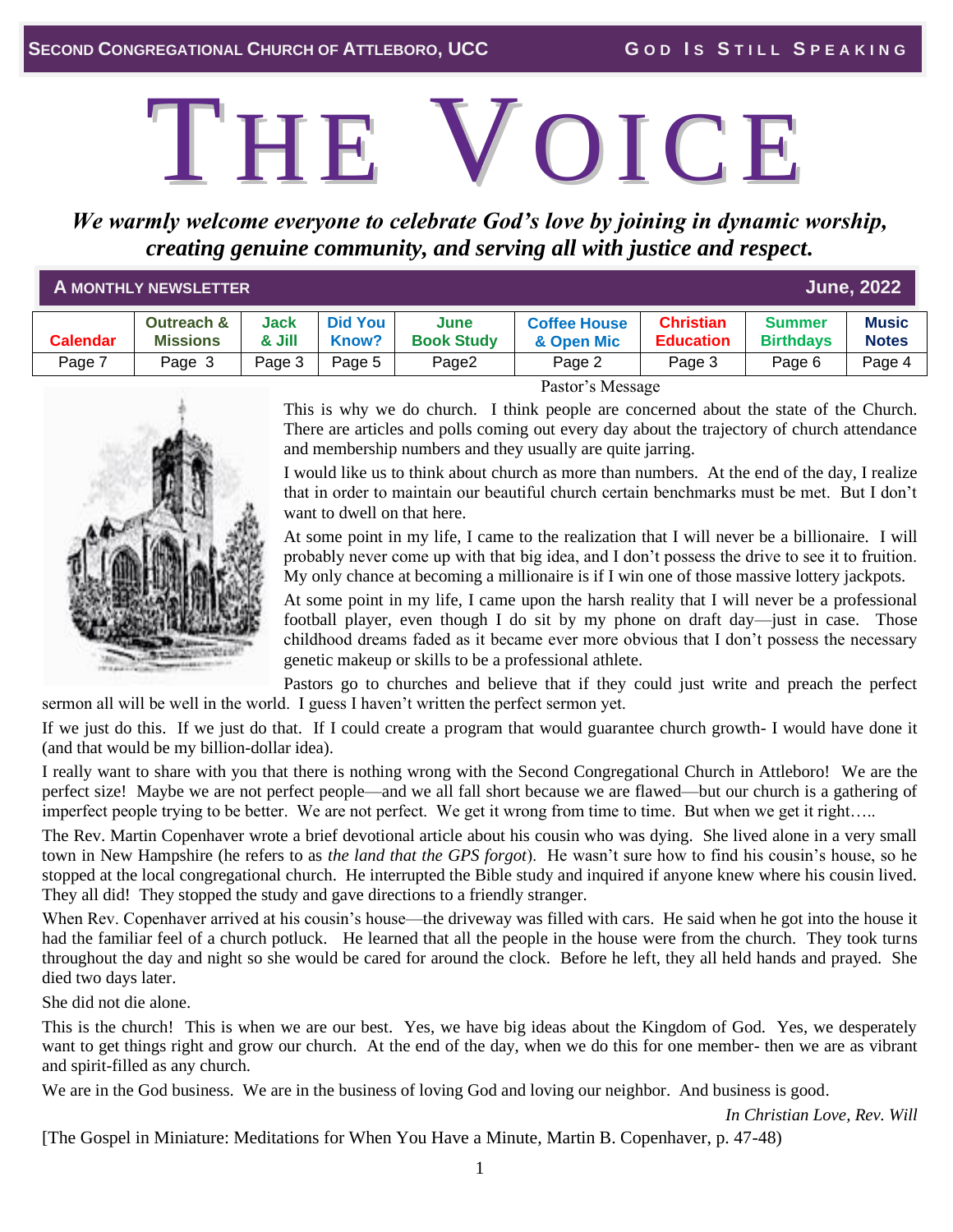**SECOND CONGREGATIONAL CHURCH OF ATTLEBORO, UCC** **GOD IS STILL SPEAKING**

# THE VOICE

***We warmly welcome everyone to celebrate God's love by joining in dynamic worship, creating genuine community, and serving all with justice and respect.***

**A MONTHLY NEWSLETTER** **June, 2022**

| Calendar | Outreach & Missions | Jack & Jill | Did You Know? | June Book Study | Coffee House & Open Mic | Christian Education | Summer Birthdays | Music Notes |
|---|---|---|---|---|---|---|---|---|
| Page 7 | Page 3 | Page 3 | Page 5 | Page2 | Page 2 | Page 3 | Page 6 | Page 4 |

Pastor's Message

This is why we do church. I think people are concerned about the state of the Church. There are articles and polls coming out every day about the trajectory of church attendance and membership numbers and they usually are quite jarring.

I would like us to think about church as more than numbers. At the end of the day, I realize that in order to maintain our beautiful church certain benchmarks must be met. But I don't want to dwell on that here.

At some point in my life, I came to the realization that I will never be a billionaire. I will probably never come up with that big idea, and I don't possess the drive to see it to fruition. My only chance at becoming a millionaire is if I win one of those massive lottery jackpots.

At some point in my life, I came upon the harsh reality that I will never be a professional football player, even though I do sit by my phone on draft day—just in case. Those childhood dreams faded as it became ever more obvious that I don't possess the necessary genetic makeup or skills to be a professional athlete.

Pastors go to churches and believe that if they could just write and preach the perfect sermon all will be well in the world. I guess I haven't written the perfect sermon yet.

If we just do this. If we just do that. If I could create a program that would guarantee church growth- I would have done it (and that would be my billion-dollar idea).

I really want to share with you that there is nothing wrong with the Second Congregational Church in Attleboro! We are the perfect size! Maybe we are not perfect people—and we all fall short because we are flawed—but our church is a gathering of imperfect people trying to be better. We are not perfect. We get it wrong from time to time. But when we get it right…..

The Rev. Martin Copenhaver wrote a brief devotional article about his cousin who was dying. She lived alone in a very small town in New Hampshire (he refers to as *the land that the GPS forgot*). He wasn't sure how to find his cousin's house, so he stopped at the local congregational church. He interrupted the Bible study and inquired if anyone knew where his cousin lived. They all did! They stopped the study and gave directions to a friendly stranger.

When Rev. Copenhaver arrived at his cousin's house—the driveway was filled with cars. He said when he got into the house it had the familiar feel of a church potluck. He learned that all the people in the house were from the church. They took turns throughout the day and night so she would be cared for around the clock. Before he left, they all held hands and prayed. She died two days later.

She did not die alone.

This is the church! This is when we are our best. Yes, we have big ideas about the Kingdom of God. Yes, we desperately want to get things right and grow our church. At the end of the day, when we do this for one member- then we are as vibrant and spirit-filled as any church.

We are in the God business. We are in the business of loving God and loving our neighbor. And business is good.

*In Christian Love, Rev. Will*

[The Gospel in Miniature: Meditations for When You Have a Minute, Martin B. Copenhaver, p. 47-48)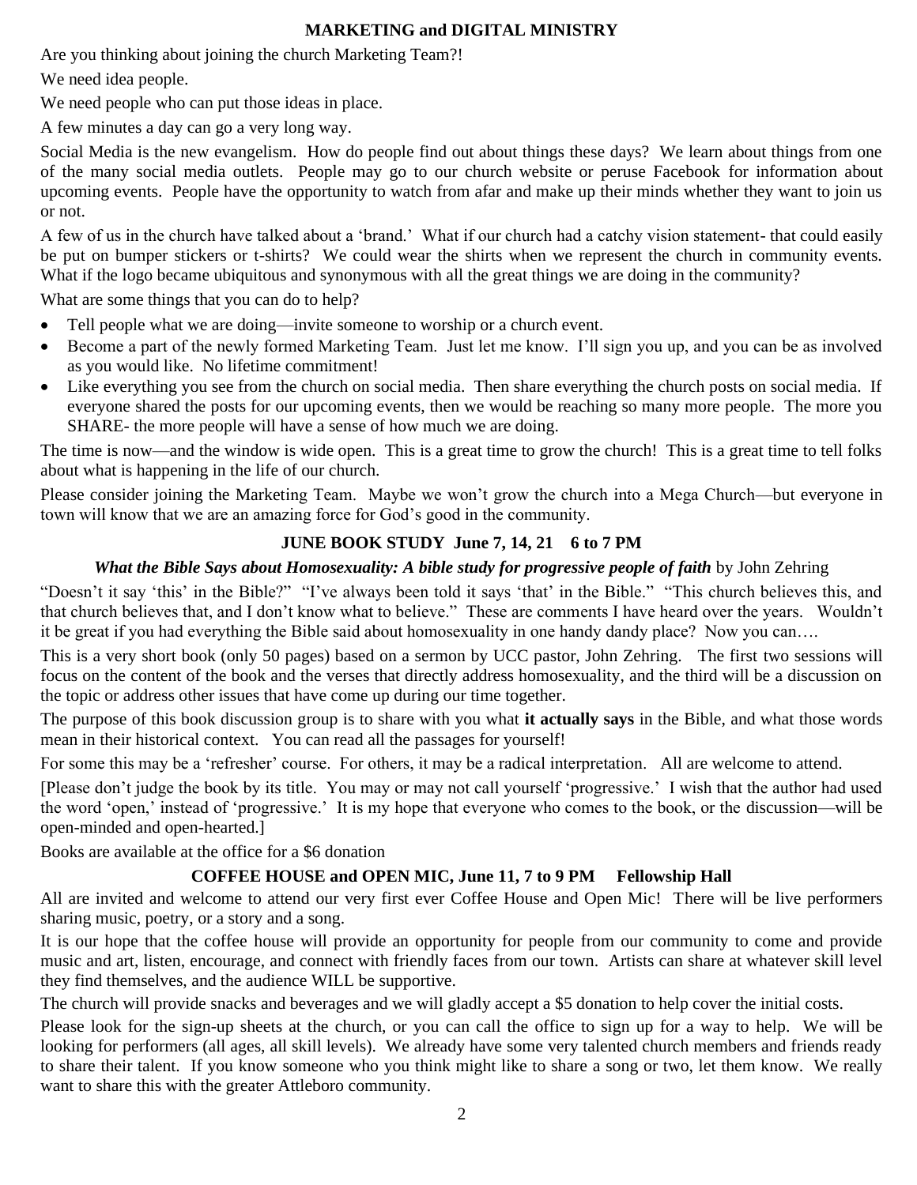## MARKETING and DIGITAL MINISTRY

Are you thinking about joining the church Marketing Team?!

We need idea people.

We need people who can put those ideas in place.

A few minutes a day can go a very long way.

Social Media is the new evangelism. How do people find out about things these days? We learn about things from one of the many social media outlets. People may go to our church website or peruse Facebook for information about upcoming events. People have the opportunity to watch from afar and make up their minds whether they want to join us or not.

A few of us in the church have talked about a 'brand.' What if our church had a catchy vision statement- that could easily be put on bumper stickers or t-shirts? We could wear the shirts when we represent the church in community events. What if the logo became ubiquitous and synonymous with all the great things we are doing in the community?

What are some things that you can do to help?

- Tell people what we are doing—invite someone to worship or a church event.
- Become a part of the newly formed Marketing Team. Just let me know. I'll sign you up, and you can be as involved as you would like. No lifetime commitment!
- Like everything you see from the church on social media. Then share everything the church posts on social media. If everyone shared the posts for our upcoming events, then we would be reaching so many more people. The more you SHARE- the more people will have a sense of how much we are doing.

The time is now—and the window is wide open. This is a great time to grow the church! This is a great time to tell folks about what is happening in the life of our church.

Please consider joining the Marketing Team. Maybe we won't grow the church into a Mega Church—but everyone in town will know that we are an amazing force for God's good in the community.

## JUNE BOOK STUDY June 7, 14, 21 6 to 7 PM

***What the Bible Says about Homosexuality: A bible study for progressive people of faith*** by John Zehring

"Doesn't it say 'this' in the Bible?" "I've always been told it says 'that' in the Bible." "This church believes this, and that church believes that, and I don't know what to believe." These are comments I have heard over the years. Wouldn't it be great if you had everything the Bible said about homosexuality in one handy dandy place? Now you can….

This is a very short book (only 50 pages) based on a sermon by UCC pastor, John Zehring. The first two sessions will focus on the content of the book and the verses that directly address homosexuality, and the third will be a discussion on the topic or address other issues that have come up during our time together.

The purpose of this book discussion group is to share with you what **it actually says** in the Bible, and what those words mean in their historical context. You can read all the passages for yourself!

For some this may be a 'refresher' course. For others, it may be a radical interpretation. All are welcome to attend.

[Please don't judge the book by its title. You may or may not call yourself 'progressive.' I wish that the author had used the word 'open,' instead of 'progressive.' It is my hope that everyone who comes to the book, or the discussion—will be open-minded and open-hearted.]

Books are available at the office for a $6 donation

## COFFEE HOUSE and OPEN MIC, June 11, 7 to 9 PM Fellowship Hall

All are invited and welcome to attend our very first ever Coffee House and Open Mic! There will be live performers sharing music, poetry, or a story and a song.

It is our hope that the coffee house will provide an opportunity for people from our community to come and provide music and art, listen, encourage, and connect with friendly faces from our town. Artists can share at whatever skill level they find themselves, and the audience WILL be supportive.

The church will provide snacks and beverages and we will gladly accept a $5 donation to help cover the initial costs.

Please look for the sign-up sheets at the church, or you can call the office to sign up for a way to help. We will be looking for performers (all ages, all skill levels). We already have some very talented church members and friends ready to share their talent. If you know someone who you think might like to share a song or two, let them know. We really want to share this with the greater Attleboro community.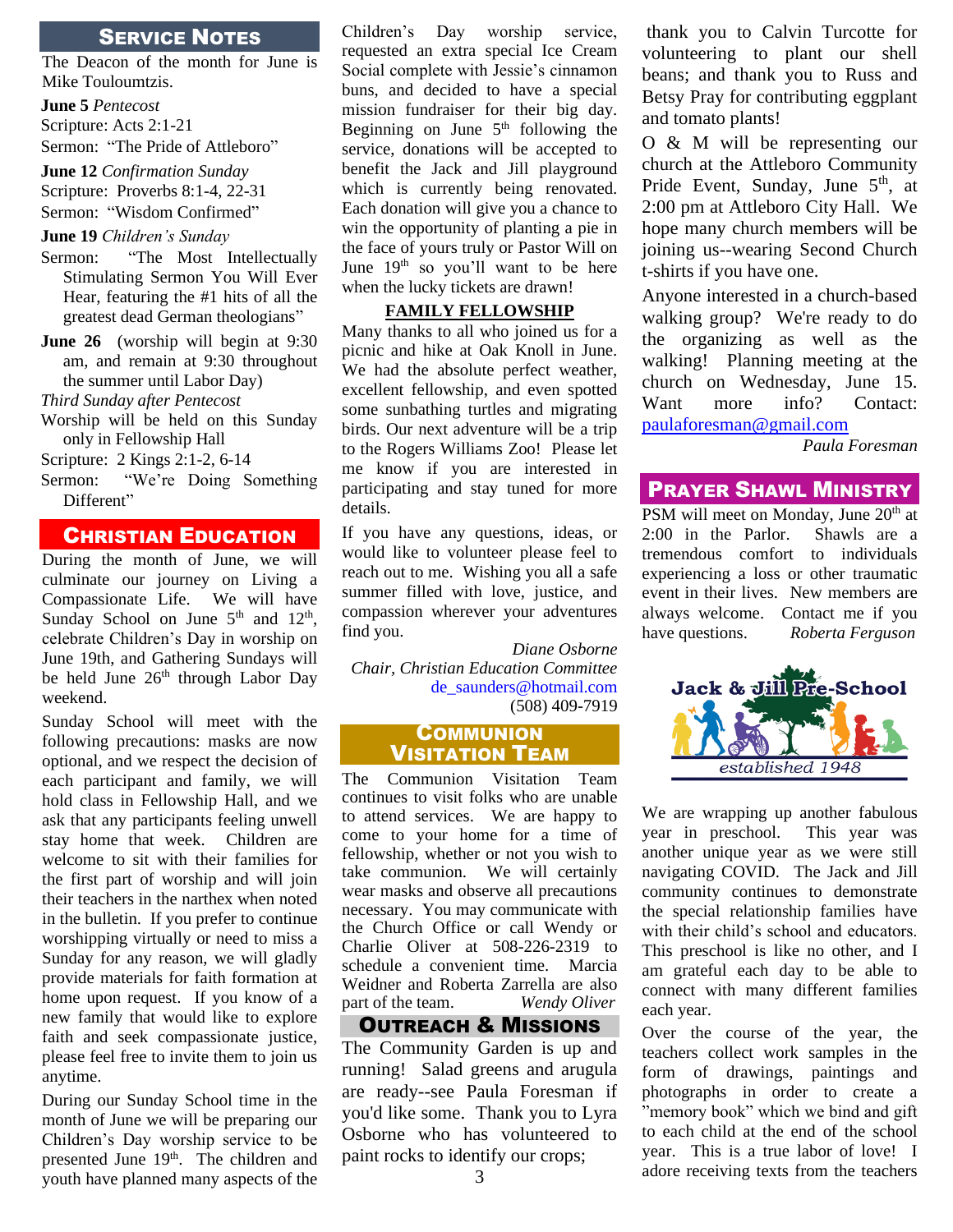## Service Notes

The Deacon of the month for June is Mike Touloumtzis.

**June 5** *Pentecost*
Scripture: Acts 2:1-21
Sermon: "The Pride of Attleboro"

**June 12** *Confirmation Sunday*
Scripture: Proverbs 8:1-4, 22-31
Sermon: "Wisdom Confirmed"

**June 19** *Children's Sunday*
Sermon: "The Most Intellectually Stimulating Sermon You Will Ever Hear, featuring the #1 hits of all the greatest dead German theologians"

**June 26** (worship will begin at 9:30 am, and remain at 9:30 throughout the summer until Labor Day)
*Third Sunday after Pentecost*
Worship will be held on this Sunday only in Fellowship Hall
Scripture: 2 Kings 2:1-2, 6-14
Sermon: "We're Doing Something Different"

## Christian Education

During the month of June, we will culminate our journey on Living a Compassionate Life. We will have Sunday School on June 5th and 12th, celebrate Children's Day in worship on June 19th, and Gathering Sundays will be held June 26th through Labor Day weekend.

Sunday School will meet with the following precautions: masks are now optional, and we respect the decision of each participant and family, we will hold class in Fellowship Hall, and we ask that any participants feeling unwell stay home that week. Children are welcome to sit with their families for the first part of worship and will join their teachers in the narthex when noted in the bulletin. If you prefer to continue worshipping virtually or need to miss a Sunday for any reason, we will gladly provide materials for faith formation at home upon request. If you know of a new family that would like to explore faith and seek compassionate justice, please feel free to invite them to join us anytime.

During our Sunday School time in the month of June we will be preparing our Children's Day worship service to be presented June 19th. The children and youth have planned many aspects of the Children's Day worship service, requested an extra special Ice Cream Social complete with Jessie's cinnamon buns, and decided to have a special mission fundraiser for their big day. Beginning on June 5th following the service, donations will be accepted to benefit the Jack and Jill playground which is currently being renovated. Each donation will give you a chance to win the opportunity of planting a pie in the face of yours truly or Pastor Will on June 19th so you'll want to be here when the lucky tickets are drawn!

### FAMILY FELLOWSHIP

Many thanks to all who joined us for a picnic and hike at Oak Knoll in June. We had the absolute perfect weather, excellent fellowship, and even spotted some sunbathing turtles and migrating birds. Our next adventure will be a trip to the Rogers Williams Zoo! Please let me know if you are interested in participating and stay tuned for more details.

If you have any questions, ideas, or would like to volunteer please feel to reach out to me. Wishing you all a safe summer filled with love, justice, and compassion wherever your adventures find you.

*Diane Osborne*
*Chair, Christian Education Committee*
de_saunders@hotmail.com
(508) 409-7919

## Communion Visitation Team

The Communion Visitation Team continues to visit folks who are unable to attend services. We are happy to come to your home for a time of fellowship, whether or not you wish to take communion. We will certainly wear masks and observe all precautions necessary. You may communicate with the Church Office or call Wendy or Charlie Oliver at 508-226-2319 to schedule a convenient time. Marcia Weidner and Roberta Zarrella are also part of the team. *Wendy Oliver*

## Outreach & Missions

The Community Garden is up and running! Salad greens and arugula are ready--see Paula Foresman if you'd like some. Thank you to Lyra Osborne who has volunteered to paint rocks to identify our crops; thank you to Calvin Turcotte for volunteering to plant our shell beans; and thank you to Russ and Betsy Pray for contributing eggplant and tomato plants!

O & M will be representing our church at the Attleboro Community Pride Event, Sunday, June 5th, at 2:00 pm at Attleboro City Hall. We hope many church members will be joining us--wearing Second Church t-shirts if you have one.

Anyone interested in a church-based walking group? We're ready to do the organizing as well as the walking! Planning meeting at the church on Wednesday, June 15. Want more info? Contact: paulaforesman@gmail.com

*Paula Foresman*

## Prayer Shawl Ministry

PSM will meet on Monday, June 20th at 2:00 in the Parlor. Shawls are a tremendous comfort to individuals experiencing a loss or other traumatic event in their lives. New members are always welcome. Contact me if you have questions. *Roberta Ferguson*

**Jack & Jill Pre-School**
*established 1948*

We are wrapping up another fabulous year in preschool. This year was another unique year as we were still navigating COVID. The Jack and Jill community continues to demonstrate the special relationship families have with their child's school and educators. This preschool is like no other, and I am grateful each day to be able to connect with many different families each year.

Over the course of the year, the teachers collect work samples in the form of drawings, paintings and photographs in order to create a "memory book" which we bind and gift to each child at the end of the school year. This is a true labor of love! I adore receiving texts from the teachers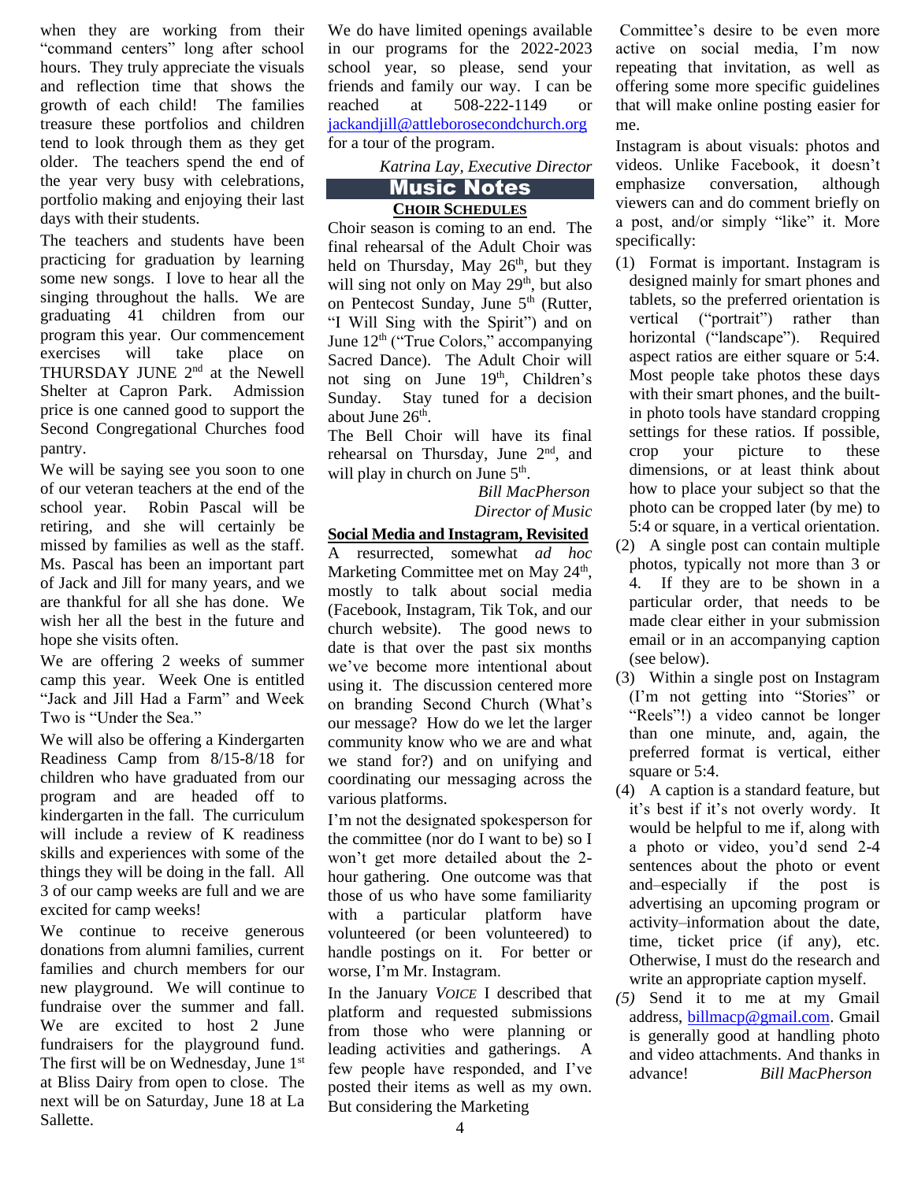when they are working from their "command centers" long after school hours. They truly appreciate the visuals and reflection time that shows the growth of each child! The families treasure these portfolios and children tend to look through them as they get older. The teachers spend the end of the year very busy with celebrations, portfolio making and enjoying their last days with their students.

The teachers and students have been practicing for graduation by learning some new songs. I love to hear all the singing throughout the halls. We are graduating 41 children from our program this year. Our commencement exercises will take place on THURSDAY JUNE 2nd at the Newell Shelter at Capron Park. Admission price is one canned good to support the Second Congregational Churches food pantry.

We will be saying see you soon to one of our veteran teachers at the end of the school year. Robin Pascal will be retiring, and she will certainly be missed by families as well as the staff. Ms. Pascal has been an important part of Jack and Jill for many years, and we are thankful for all she has done. We wish her all the best in the future and hope she visits often.

We are offering 2 weeks of summer camp this year. Week One is entitled "Jack and Jill Had a Farm" and Week Two is "Under the Sea."

We will also be offering a Kindergarten Readiness Camp from 8/15-8/18 for children who have graduated from our program and are headed off to kindergarten in the fall. The curriculum will include a review of K readiness skills and experiences with some of the things they will be doing in the fall. All 3 of our camp weeks are full and we are excited for camp weeks!

We continue to receive generous donations from alumni families, current families and church members for our new playground. We will continue to fundraise over the summer and fall. We are excited to host 2 June fundraisers for the playground fund. The first will be on Wednesday, June 1st at Bliss Dairy from open to close. The next will be on Saturday, June 18 at La Sallette.

We do have limited openings available in our programs for the 2022-2023 school year, so please, send your friends and family our way. I can be reached at 508-222-1149 or jackandjill@attleborosecondchurch.org for a tour of the program.

*Katrina Lay, Executive Director*

## Music Notes

**CHOIR SCHEDULES**

Choir season is coming to an end. The final rehearsal of the Adult Choir was held on Thursday, May 26th, but they will sing not only on May 29th, but also on Pentecost Sunday, June 5th (Rutter, "I Will Sing with the Spirit") and on June 12th ("True Colors," accompanying Sacred Dance). The Adult Choir will not sing on June 19th, Children's Sunday. Stay tuned for a decision about June 26th.

The Bell Choir will have its final rehearsal on Thursday, June 2nd, and will play in church on June 5th.

*Bill MacPherson*
*Director of Music*

**Social Media and Instagram, Revisited**

A resurrected, somewhat *ad hoc* Marketing Committee met on May 24th, mostly to talk about social media (Facebook, Instagram, Tik Tok, and our church website). The good news to date is that over the past six months we've become more intentional about using it. The discussion centered more on branding Second Church (What's our message? How do we let the larger community know who we are and what we stand for?) and on unifying and coordinating our messaging across the various platforms.

I'm not the designated spokesperson for the committee (nor do I want to be) so I won't get more detailed about the 2-hour gathering. One outcome was that those of us who have some familiarity with a particular platform have volunteered (or been volunteered) to handle postings on it. For better or worse, I'm Mr. Instagram.

In the January *VOICE* I described that platform and requested submissions from those who were planning or leading activities and gatherings. A few people have responded, and I've posted their items as well as my own. But considering the Marketing Committee's desire to be even more active on social media, I'm now repeating that invitation, as well as offering some more specific guidelines that will make online posting easier for me.

Instagram is about visuals: photos and videos. Unlike Facebook, it doesn't emphasize conversation, although viewers can and do comment briefly on a post, and/or simply "like" it. More specifically:

(1) Format is important. Instagram is designed mainly for smart phones and tablets, so the preferred orientation is vertical ("portrait") rather than horizontal ("landscape"). Required aspect ratios are either square or 5:4. Most people take photos these days with their smart phones, and the built-in photo tools have standard cropping settings for these ratios. If possible, crop your picture to these dimensions, or at least think about how to place your subject so that the photo can be cropped later (by me) to 5:4 or square, in a vertical orientation.

(2) A single post can contain multiple photos, typically not more than 3 or 4. If they are to be shown in a particular order, that needs to be made clear either in your submission email or in an accompanying caption (see below).

(3) Within a single post on Instagram (I'm not getting into "Stories" or "Reels"!) a video cannot be longer than one minute, and, again, the preferred format is vertical, either square or 5:4.

(4) A caption is a standard feature, but it's best if it's not overly wordy. It would be helpful to me if, along with a photo or video, you'd send 2-4 sentences about the photo or event and–especially if the post is advertising an upcoming program or activity–information about the date, time, ticket price (if any), etc. Otherwise, I must do the research and write an appropriate caption myself.

*(5)* Send it to me at my Gmail address, billmacp@gmail.com. Gmail is generally good at handling photo and video attachments. And thanks in advance! *Bill MacPherson*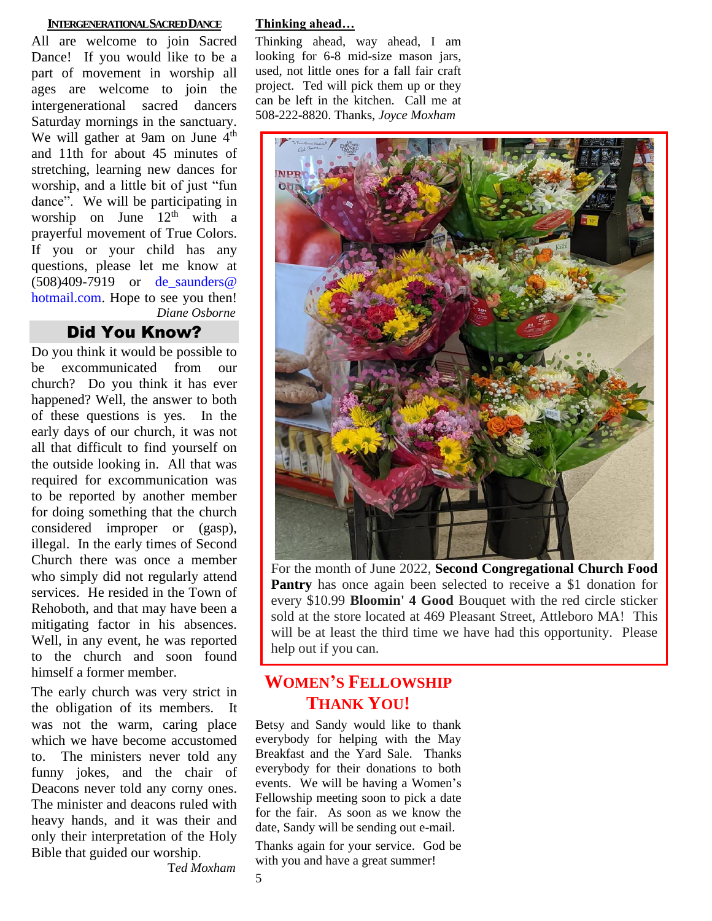## INTERGENERATIONAL SACRED DANCE

All are welcome to join Sacred Dance! If you would like to be a part of movement in worship all ages are welcome to join the intergenerational sacred dancers Saturday mornings in the sanctuary. We will gather at 9am on June 4th and 11th for about 45 minutes of stretching, learning new dances for worship, and a little bit of just "fun dance". We will be participating in worship on June 12th with a prayerful movement of True Colors. If you or your child has any questions, please let me know at (508)409-7919 or de_saunders@hotmail.com. Hope to see you then!

*Diane Osborne*

## Did You Know?

Do you think it would be possible to be excommunicated from our church? Do you think it has ever happened? Well, the answer to both of these questions is yes. In the early days of our church, it was not all that difficult to find yourself on the outside looking in. All that was required for excommunication was to be reported by another member for doing something that the church considered improper or (gasp), illegal. In the early times of Second Church there was once a member who simply did not regularly attend services. He resided in the Town of Rehoboth, and that may have been a mitigating factor in his absences. Well, in any event, he was reported to the church and soon found himself a former member.

The early church was very strict in the obligation of its members. It was not the warm, caring place which we have become accustomed to. The ministers never told any funny jokes, and the chair of Deacons never told any corny ones. The minister and deacons ruled with heavy hands, and it was their and only their interpretation of the Holy Bible that guided our worship.

*Ted Moxham*

**Thinking ahead…**

Thinking ahead, way ahead, I am looking for 6-8 mid-size mason jars, used, not little ones for a fall fair craft project. Ted will pick them up or they can be left in the kitchen. Call me at 508-222-8820. Thanks, *Joyce Moxham*

For the month of June 2022, **Second Congregational Church Food Pantry** has once again been selected to receive a $1 donation for every $10.99 **Bloomin' 4 Good** Bouquet with the red circle sticker sold at the store located at 469 Pleasant Street, Attleboro MA! This will be at least the third time we have had this opportunity. Please help out if you can.

## WOMEN'S FELLOWSHIP THANK YOU!

Betsy and Sandy would like to thank everybody for helping with the May Breakfast and the Yard Sale. Thanks everybody for their donations to both events. We will be having a Women's Fellowship meeting soon to pick a date for the fair. As soon as we know the date, Sandy will be sending out e-mail.

Thanks again for your service. God be with you and have a great summer!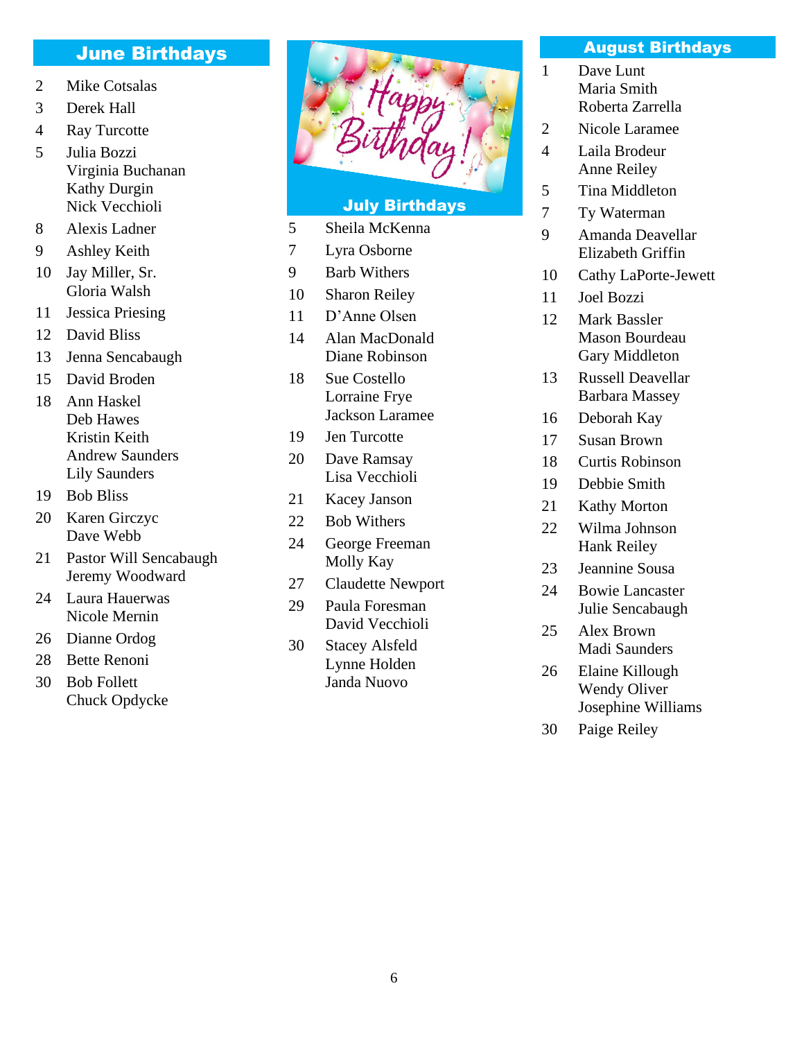## June Birthdays

| | |
|---|---|
| 2 | Mike Cotsalas |
| 3 | Derek Hall |
| 4 | Ray Turcotte |
| 5 | Julia Bozzi<br>Virginia Buchanan<br>Kathy Durgin<br>Nick Vecchioli |
| 8 | Alexis Ladner |
| 9 | Ashley Keith |
| 10 | Jay Miller, Sr.<br>Gloria Walsh |
| 11 | Jessica Priesing |
| 12 | David Bliss |
| 13 | Jenna Sencabaugh |
| 15 | David Broden |
| 18 | Ann Haskel<br>Deb Hawes<br>Kristin Keith<br>Andrew Saunders<br>Lily Saunders |
| 19 | Bob Bliss |
| 20 | Karen Girczyc<br>Dave Webb |
| 21 | Pastor Will Sencabaugh<br>Jeremy Woodward |
| 24 | Laura Hauerwas<br>Nicole Mernin |
| 26 | Dianne Ordog |
| 28 | Bette Renoni |
| 30 | Bob Follett<br>Chuck Opdycke |

Happy Birthday!

## July Birthdays

| | |
|---|---|
| 5 | Sheila McKenna |
| 7 | Lyra Osborne |
| 9 | Barb Withers |
| 10 | Sharon Reiley |
| 11 | D'Anne Olsen |
| 14 | Alan MacDonald<br>Diane Robinson |
| 18 | Sue Costello<br>Lorraine Frye<br>Jackson Laramee |
| 19 | Jen Turcotte |
| 20 | Dave Ramsay<br>Lisa Vecchioli |
| 21 | Kacey Janson |
| 22 | Bob Withers |
| 24 | George Freeman<br>Molly Kay |
| 27 | Claudette Newport |
| 29 | Paula Foresman<br>David Vecchioli |
| 30 | Stacey Alsfeld<br>Lynne Holden<br>Janda Nuovo |

## August Birthdays

| | |
|---|---|
| 1 | Dave Lunt<br>Maria Smith<br>Roberta Zarrella |
| 2 | Nicole Laramee |
| 4 | Laila Brodeur<br>Anne Reiley |
| 5 | Tina Middleton |
| 7 | Ty Waterman |
| 9 | Amanda Deavellar<br>Elizabeth Griffin |
| 10 | Cathy LaPorte-Jewett |
| 11 | Joel Bozzi |
| 12 | Mark Bassler<br>Mason Bourdeau<br>Gary Middleton |
| 13 | Russell Deavellar<br>Barbara Massey |
| 16 | Deborah Kay |
| 17 | Susan Brown |
| 18 | Curtis Robinson |
| 19 | Debbie Smith |
| 21 | Kathy Morton |
| 22 | Wilma Johnson<br>Hank Reiley |
| 23 | Jeannine Sousa |
| 24 | Bowie Lancaster<br>Julie Sencabaugh |
| 25 | Alex Brown<br>Madi Saunders |
| 26 | Elaine Killough<br>Wendy Oliver<br>Josephine Williams |
| 30 | Paige Reiley |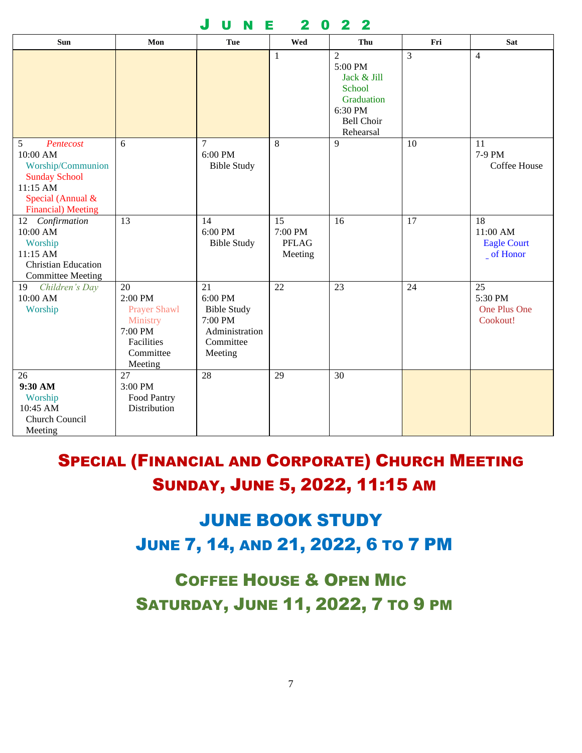# June 2022

| Sun | Mon | Tue | Wed | Thu | Fri | Sat |
|---|---|---|---|---|---|---|
| | | | 1 | 2<br>5:00 PM<br>Jack & Jill School Graduation<br>6:30 PM<br>Bell Choir Rehearsal | 3 | 4 |
| 5 *Pentecost*<br>10:00 AM<br>Worship/Communion<br>Sunday School<br>11:15 AM<br>Special (Annual & Financial) Meeting | 6 | 7<br>6:00 PM<br>Bible Study | 8 | 9 | 10 | 11<br>7-9 PM<br>Coffee House |
| 12 *Confirmation*<br>10:00 AM<br>Worship<br>11:15 AM<br>Christian Education Committee Meeting | 13 | 14<br>6:00 PM<br>Bible Study | 15<br>7:00 PM<br>PFLAG Meeting | 16 | 17 | 18<br>11:00 AM<br>Eagle Court _ of Honor |
| 19 *Children's Day*<br>10:00 AM<br>Worship | 20<br>2:00 PM<br>Prayer Shawl Ministry<br>7:00 PM<br>Facilities Committee Meeting | 21<br>6:00 PM<br>Bible Study<br>7:00 PM<br>Administration Committee Meeting | 22 | 23 | 24 | 25<br>5:30 PM<br>One Plus One Cookout! |
| 26<br>**9:30 AM**<br>Worship<br>10:45 AM<br>Church Council Meeting | 27<br>3:00 PM<br>Food Pantry Distribution | 28 | 29 | 30 | | |

## Special (Financial and Corporate) Church Meeting
## Sunday, June 5, 2022, 11:15 AM

## June Book Study
## June 7, 14, and 21, 2022, 6 to 7 PM

## Coffee House & Open Mic
## Saturday, June 11, 2022, 7 to 9 PM